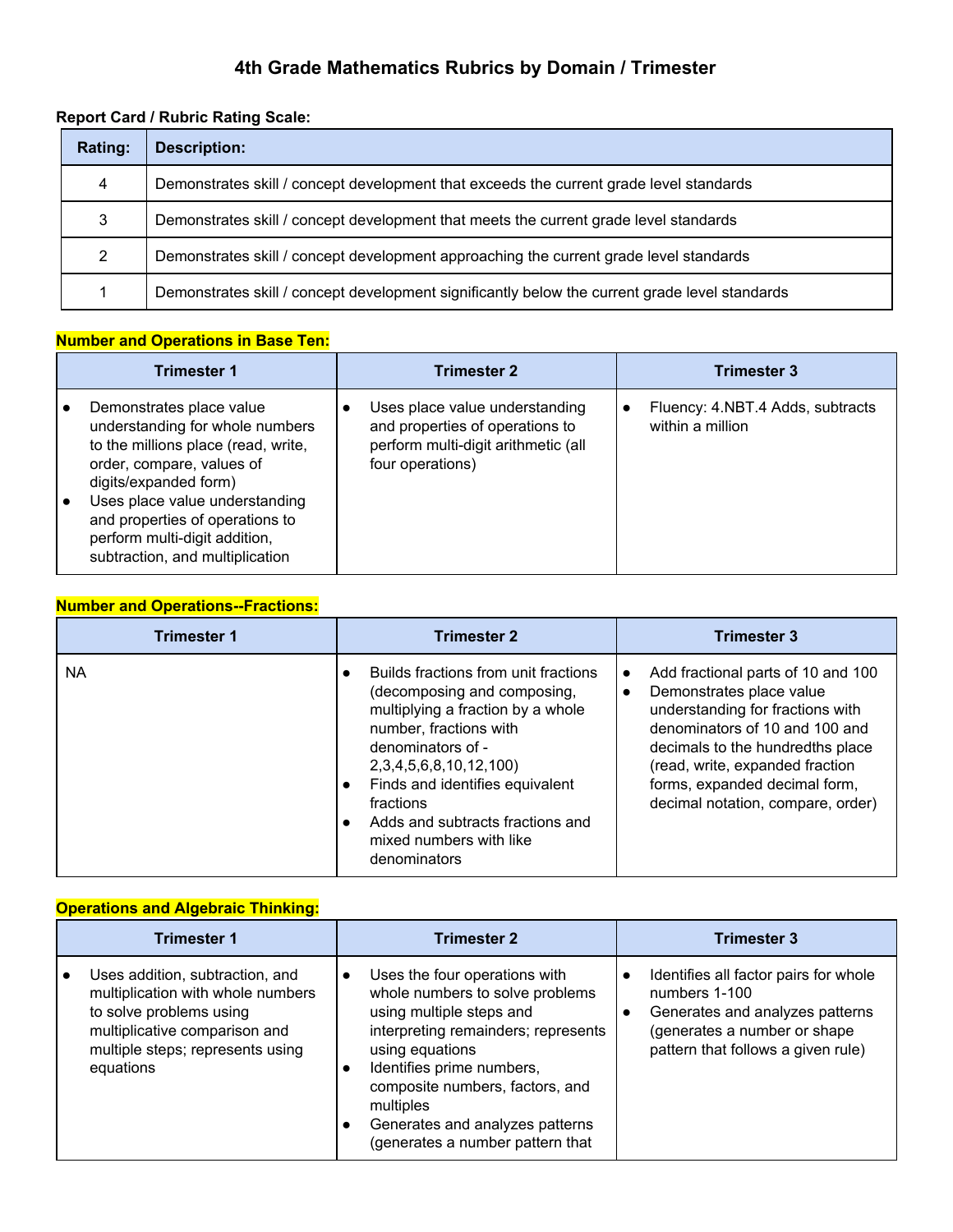# 4th Grade Mathematics Rubrics by Domain / Trimester

**Report Card / Rubric Rating Scale:**

| Rating: | Description: |
|---|---|
| 4 | Demonstrates skill / concept development that exceeds the current grade level standards |
| 3 | Demonstrates skill / concept development that meets the current grade level standards |
| 2 | Demonstrates skill / concept development approaching the current grade level standards |
| 1 | Demonstrates skill / concept development significantly below the current grade level standards |

**Number and Operations in Base Ten:**

| Trimester 1 | Trimester 2 | Trimester 3 |
|---|---|---|
| • Demonstrates place value understanding for whole numbers to the millions place (read, write, order, compare, values of digits/expanded form)<br>• Uses place value understanding and properties of operations to perform multi-digit addition, subtraction, and multiplication | • Uses place value understanding and properties of operations to perform multi-digit arithmetic (all four operations) | • Fluency: 4.NBT.4 Adds, subtracts within a million |

**Number and Operations--Fractions:**

| Trimester 1 | Trimester 2 | Trimester 3 |
|---|---|---|
| NA | • Builds fractions from unit fractions (decomposing and composing, multiplying a fraction by a whole number, fractions with denominators of - 2,3,4,5,6,8,10,12,100)<br>• Finds and identifies equivalent fractions<br>• Adds and subtracts fractions and mixed numbers with like denominators | • Add fractional parts of 10 and 100<br>• Demonstrates place value understanding for fractions with denominators of 10 and 100 and decimals to the hundredths place (read, write, expanded fraction forms, expanded decimal form, decimal notation, compare, order) |

**Operations and Algebraic Thinking:**

| Trimester 1 | Trimester 2 | Trimester 3 |
|---|---|---|
| • Uses addition, subtraction, and multiplication with whole numbers to solve problems using multiplicative comparison and multiple steps; represents using equations | • Uses the four operations with whole numbers to solve problems using multiple steps and interpreting remainders; represents using equations<br>• Identifies prime numbers, composite numbers, factors, and multiples<br>• Generates and analyzes patterns (generates a number pattern that | • Identifies all factor pairs for whole numbers 1-100<br>• Generates and analyzes patterns (generates a number or shape pattern that follows a given rule) |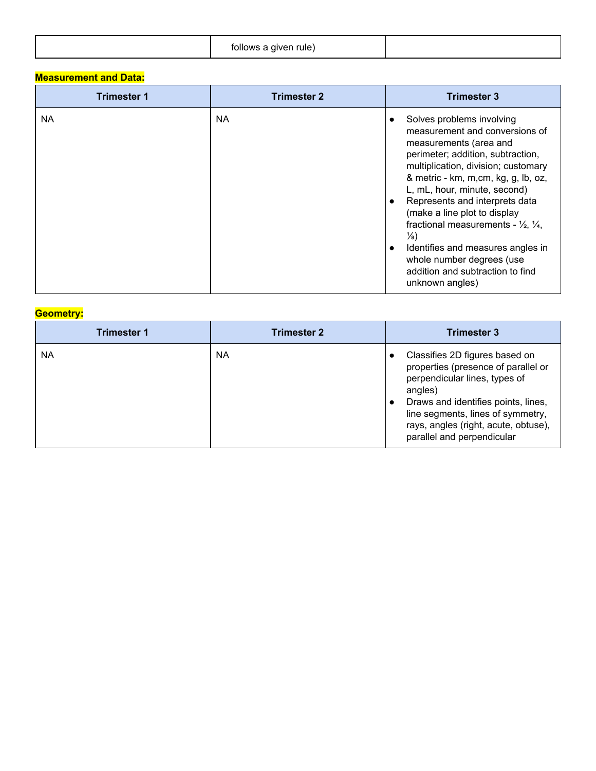| | | |
|---|---|---|
| | follows a given rule) | |

**Measurement and Data:**

| Trimester 1 | Trimester 2 | Trimester 3 |
|---|---|---|
| NA | NA | • Solves problems involving measurement and conversions of measurements (area and perimeter; addition, subtraction, multiplication, division; customary & metric - km, m,cm, kg, g, lb, oz, L, mL, hour, minute, second)<br>• Represents and interprets data (make a line plot to display fractional measurements - ½, ¼, ⅛)<br>• Identifies and measures angles in whole number degrees (use addition and subtraction to find unknown angles) |

**Geometry:**

| Trimester 1 | Trimester 2 | Trimester 3 |
|---|---|---|
| NA | NA | • Classifies 2D figures based on properties (presence of parallel or perpendicular lines, types of angles)<br>• Draws and identifies points, lines, line segments, lines of symmetry, rays, angles (right, acute, obtuse), parallel and perpendicular |